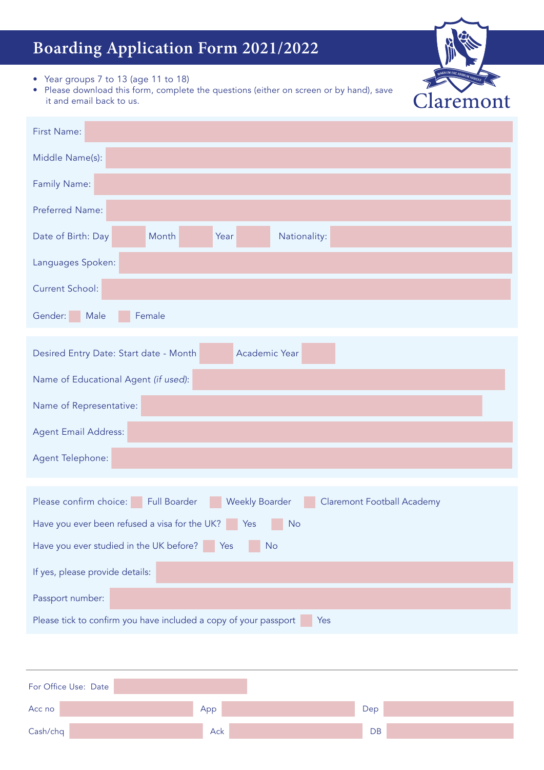# Boarding Application Form 2021/2022

Claremont

MAGNUM FAC ANIMUM HABEAS

- Year groups 7 to 13 (age 11 to 18)
- Please download this form, complete the questions (either on screen or by hand), save it and email back to us.

First Name:

Middle Name(s):

Family Name:

Preferred Name:

Date of Birth: Day Month Year Nationality:

Languages Spoken:

Current School:

Gender: ☐ Male ☐ Female

Desired Entry Date: Start date - Month Academic Year

Name of Educational Agent *(if used)*:

Name of Representative:

Agent Email Address:

Agent Telephone:

Please confirm choice: ☐ Full Boarder ☐ Weekly Boarder ☐ Claremont Football Academy

Have you ever been refused a visa for the UK? ☐ Yes ☐ No

Have you ever studied in the UK before? ☐ Yes ☐ No

If yes, please provide details:

Passport number:

Please tick to confirm you have included a copy of your passport ☐ Yes

---

For Office Use: Date

Acc no App Dep

Cash/chq Ack DB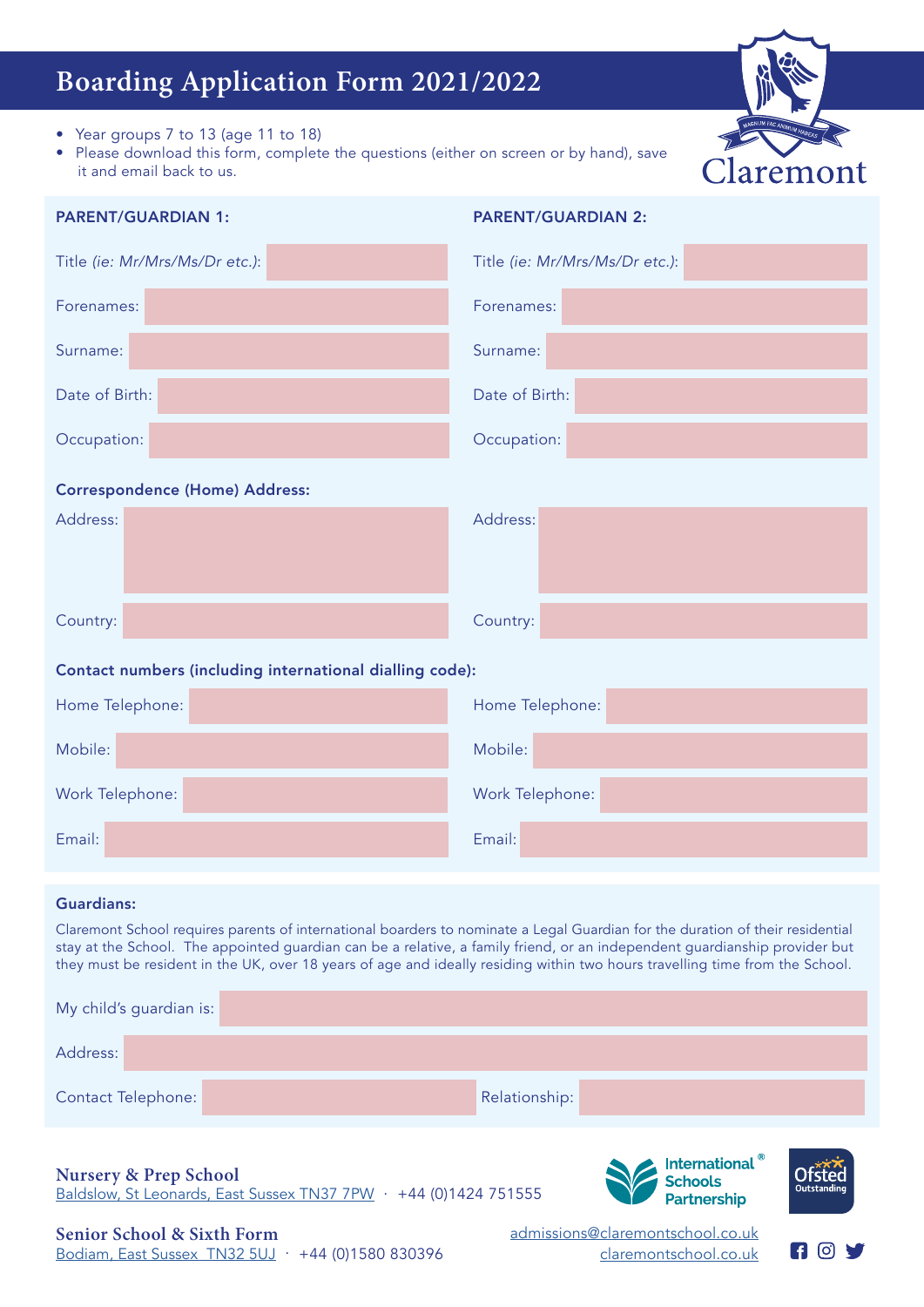# Boarding Application Form 2021/2022

- Year groups 7 to 13 (age 11 to 18)
- Please download this form, complete the questions (either on screen or by hand), save it and email back to us.

Claremont

| PARENT/GUARDIAN 1: | | PARENT/GUARDIAN 2: | |
|---|---|---|---|
| Title *(ie: Mr/Mrs/Ms/Dr etc.)*: | | Title *(ie: Mr/Mrs/Ms/Dr etc.)*: | |
| Forenames: | | Forenames: | |
| Surname: | | Surname: | |
| Date of Birth: | | Date of Birth: | |
| Occupation: | | Occupation: | |

**Correspondence (Home) Address:**

| | | | |
|---|---|---|---|
| Address: | | Address: | |
| Country: | | Country: | |

**Contact numbers (including international dialling code):**

| | | | |
|---|---|---|---|
| Home Telephone: | | Home Telephone: | |
| Mobile: | | Mobile: | |
| Work Telephone: | | Work Telephone: | |
| Email: | | Email: | |

**Guardians:**

Claremont School requires parents of international boarders to nominate a Legal Guardian for the duration of their residential stay at the School. The appointed guardian can be a relative, a family friend, or an independent guardianship provider but they must be resident in the UK, over 18 years of age and ideally residing within two hours travelling time from the School.

My child's guardian is:

Address:

Contact Telephone: | Relationship:

**Nursery & Prep School**
Baldslow, St Leonards, East Sussex TN37 7PW · +44 (0)1424 751555

**Senior School & Sixth Form**
Bodiam, East Sussex TN32 5UJ · +44 (0)1580 830396

International Schools Partnership®

Ofsted Outstanding

admissions@claremontschool.co.uk
claremontschool.co.uk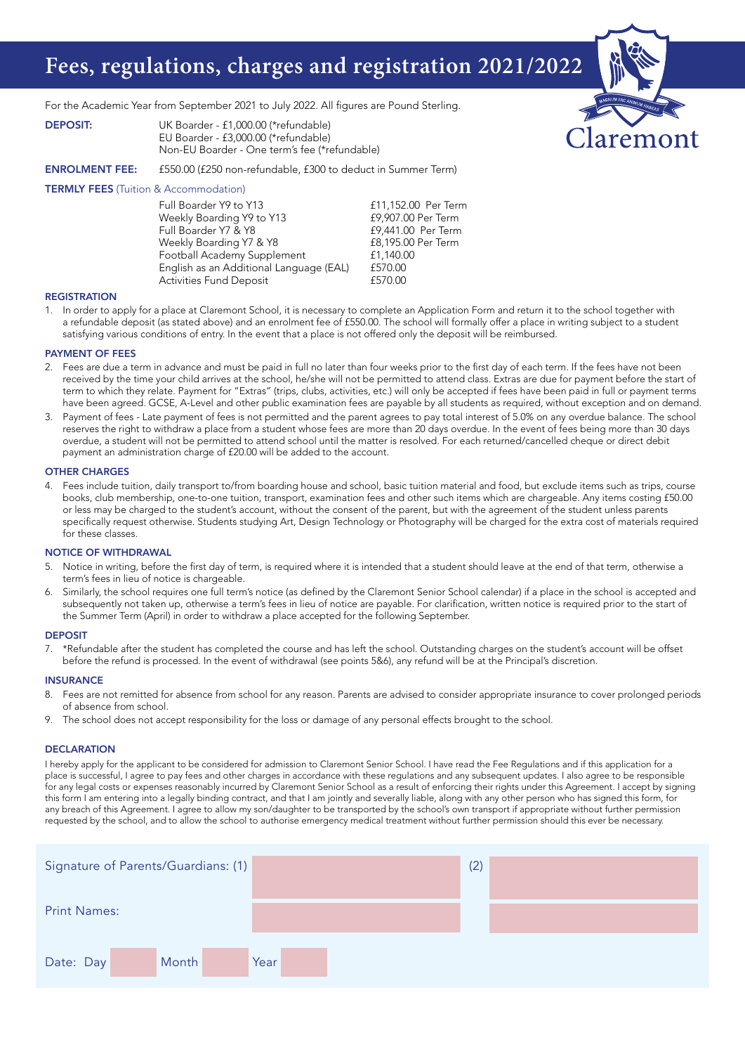# Fees, regulations, charges and registration 2021/2022

Claremont

For the Academic Year from September 2021 to July 2022. All figures are Pound Sterling.

**DEPOSIT:** UK Boarder - £1,000.00 (*refundable)
EU Boarder - £3,000.00 (*refundable)
Non-EU Boarder - One term's fee (*refundable)

**ENROLMENT FEE:** £550.00 (£250 non-refundable, £300 to deduct in Summer Term)

**TERMLY FEES** (Tuition & Accommodation)

| | |
|---|---|
| Full Boarder Y9 to Y13 | £11,152.00 Per Term |
| Weekly Boarding Y9 to Y13 | £9,907.00 Per Term |
| Full Boarder Y7 & Y8 | £9,441.00 Per Term |
| Weekly Boarding Y7 & Y8 | £8,195.00 Per Term |
| Football Academy Supplement | £1,140.00 |
| English as an Additional Language (EAL) | £570.00 |
| Activities Fund Deposit | £570.00 |

### REGISTRATION

1. In order to apply for a place at Claremont School, it is necessary to complete an Application Form and return it to the school together with a refundable deposit (as stated above) and an enrolment fee of £550.00. The school will formally offer a place in writing subject to a student satisfying various conditions of entry. In the event that a place is not offered only the deposit will be reimbursed.

### PAYMENT OF FEES

2. Fees are due a term in advance and must be paid in full no later than four weeks prior to the first day of each term. If the fees have not been received by the time your child arrives at the school, he/she will not be permitted to attend class. Extras are due for payment before the start of term to which they relate. Payment for "Extras" (trips, clubs, activities, etc.) will only be accepted if fees have been paid in full or payment terms have been agreed. GCSE, A-Level and other public examination fees are payable by all students as required, without exception and on demand.
3. Payment of fees - Late payment of fees is not permitted and the parent agrees to pay total interest of 5.0% on any overdue balance. The school reserves the right to withdraw a place from a student whose fees are more than 20 days overdue. In the event of fees being more than 30 days overdue, a student will not be permitted to attend school until the matter is resolved. For each returned/cancelled cheque or direct debit payment an administration charge of £20.00 will be added to the account.

### OTHER CHARGES

4. Fees include tuition, daily transport to/from boarding house and school, basic tuition material and food, but exclude items such as trips, course books, club membership, one-to-one tuition, transport, examination fees and other such items which are chargeable. Any items costing £50.00 or less may be charged to the student's account, without the consent of the parent, but with the agreement of the student unless parents specifically request otherwise. Students studying Art, Design Technology or Photography will be charged for the extra cost of materials required for these classes.

### NOTICE OF WITHDRAWAL

5. Notice in writing, before the first day of term, is required where it is intended that a student should leave at the end of that term, otherwise a term's fees in lieu of notice is chargeable.
6. Similarly, the school requires one full term's notice (as defined by the Claremont Senior School calendar) if a place in the school is accepted and subsequently not taken up, otherwise a term's fees in lieu of notice are payable. For clarification, written notice is required prior to the start of the Summer Term (April) in order to withdraw a place accepted for the following September.

### DEPOSIT

7. *Refundable after the student has completed the course and has left the school. Outstanding charges on the student's account will be offset before the refund is processed. In the event of withdrawal (see points 5&6), any refund will be at the Principal's discretion.

### INSURANCE

8. Fees are not remitted for absence from school for any reason. Parents are advised to consider appropriate insurance to cover prolonged periods of absence from school.
9. The school does not accept responsibility for the loss or damage of any personal effects brought to the school.

### DECLARATION

I hereby apply for the applicant to be considered for admission to Claremont Senior School. I have read the Fee Regulations and if this application for a place is successful, I agree to pay fees and other charges in accordance with these regulations and any subsequent updates. I also agree to be responsible for any legal costs or expenses reasonably incurred by Claremont Senior School as a result of enforcing their rights under this Agreement. I accept by signing this form I am entering into a legally binding contract, and that I am jointly and severally liable, along with any other person who has signed this form, for any breach of this Agreement. I agree to allow my son/daughter to be transported by the school's own transport if appropriate without further permission requested by the school, and to allow the school to authorise emergency medical treatment without further permission should this ever be necessary.

| | | | |
|---|---|---|---|
| Signature of Parents/Guardians: (1) | | (2) | |
| Print Names: | | | |

Date: Day ______ Month ______ Year ______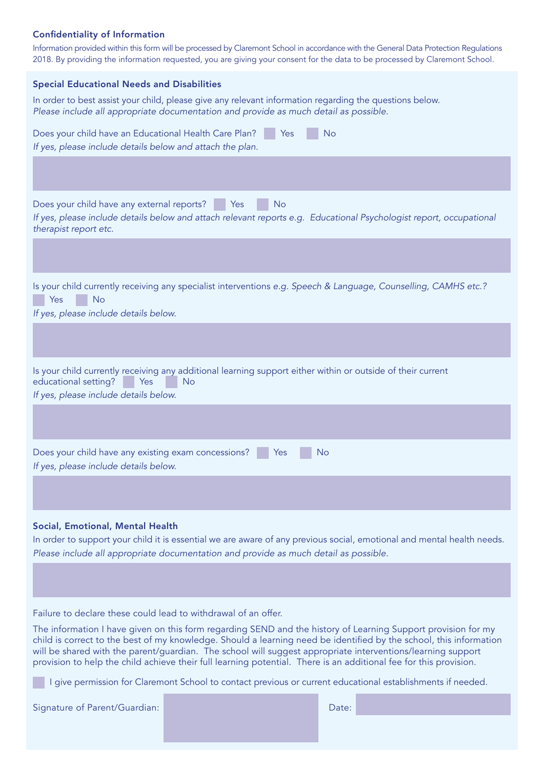### Confidentiality of Information

Information provided within this form will be processed by Claremont School in accordance with the General Data Protection Regulations 2018. By providing the information requested, you are giving your consent for the data to be processed by Claremont School.

### Special Educational Needs and Disabilities

In order to best assist your child, please give any relevant information regarding the questions below.
*Please include all appropriate documentation and provide as much detail as possible.*

Does your child have an Educational Health Care Plan? ☐ Yes ☐ No
*If yes, please include details below and attach the plan.*

Does your child have any external reports? ☐ Yes ☐ No
*If yes, please include details below and attach relevant reports e.g. Educational Psychologist report, occupational therapist report etc.*

Is your child currently receiving any specialist interventions *e.g. Speech & Language, Counselling, CAMHS etc.?*
☐ Yes ☐ No
*If yes, please include details below.*

Is your child currently receiving any additional learning support either within or outside of their current educational setting? ☐ Yes ☐ No
*If yes, please include details below.*

Does your child have any existing exam concessions? ☐ Yes ☐ No
*If yes, please include details below.*

### Social, Emotional, Mental Health

In order to support your child it is essential we are aware of any previous social, emotional and mental health needs.
*Please include all appropriate documentation and provide as much detail as possible.*

Failure to declare these could lead to withdrawal of an offer.

The information I have given on this form regarding SEND and the history of Learning Support provision for my child is correct to the best of my knowledge. Should a learning need be identified by the school, this information will be shared with the parent/guardian. The school will suggest appropriate interventions/learning support provision to help the child achieve their full learning potential. There is an additional fee for this provision.

☐ I give permission for Claremont School to contact previous or current educational establishments if needed.

Signature of Parent/Guardian: Date: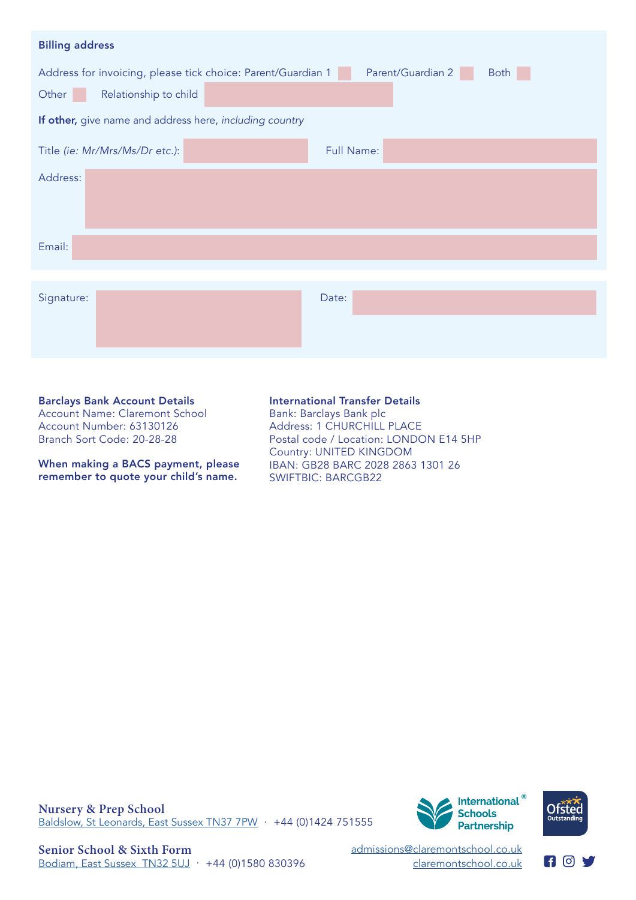## Billing address

Address for invoicing, please tick choice: Parent/Guardian 1 ☐ Parent/Guardian 2 ☐ Both ☐

Other ☐ Relationship to child

**If other,** give name and address here, *including country*

Title *(ie: Mr/Mrs/Ms/Dr etc.)*: Full Name:

Address:

Email:

Signature: Date:

**Barclays Bank Account Details**
Account Name: Claremont School
Account Number: 63130126
Branch Sort Code: 20-28-28

**When making a BACS payment, please remember to quote your child's name.**

**International Transfer Details**
Bank: Barclays Bank plc
Address: 1 CHURCHILL PLACE
Postal code / Location: LONDON E14 5HP
Country: UNITED KINGDOM
IBAN: GB28 BARC 2028 2863 1301 26
SWIFTBIC: BARCGB22

**Nursery & Prep School**
Baldslow, St Leonards, East Sussex TN37 7PW · +44 (0)1424 751555

**Senior School & Sixth Form**
Bodiam, East Sussex TN32 5UJ · +44 (0)1580 830396

International Schools Partnership®

Ofsted Outstanding

admissions@claremontschool.co.uk
claremontschool.co.uk